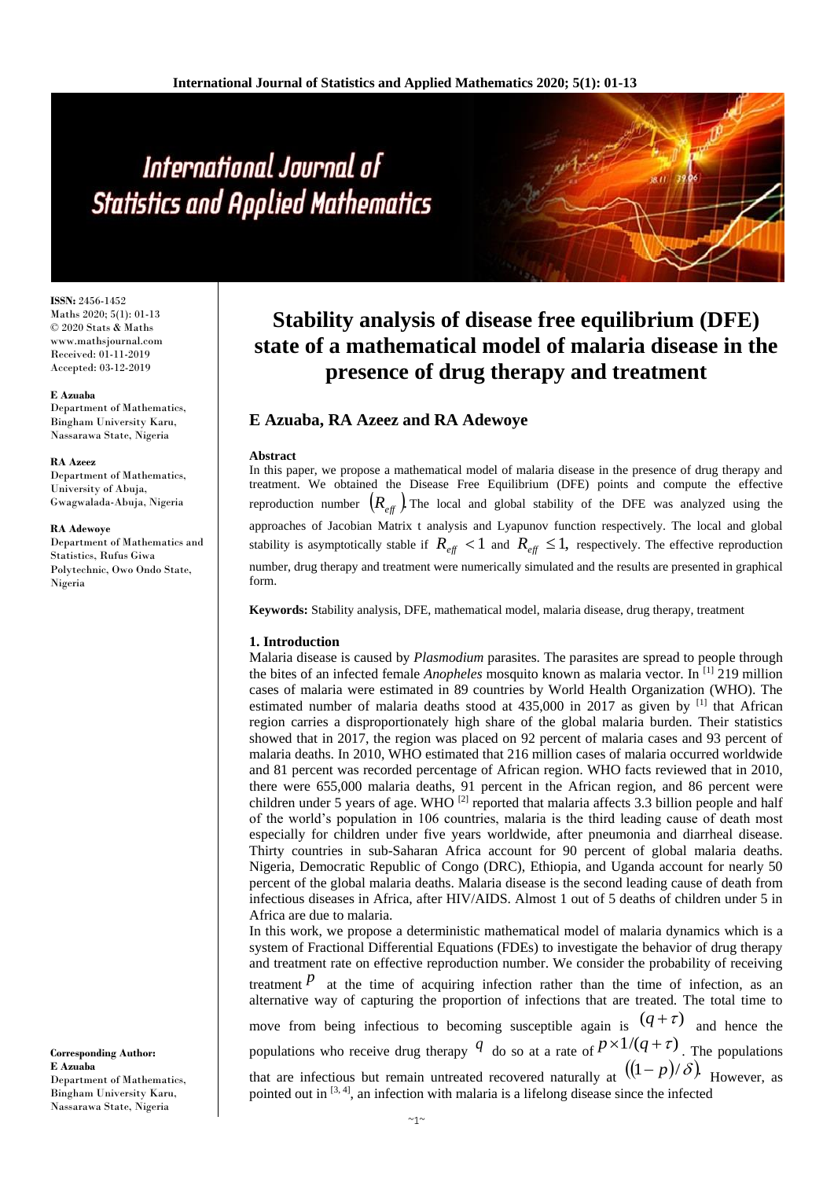# Stability analysis of disease free equilibrium (DFE) state of a mathematical model of malaria disease in the presence of drug therapy and treatment

**ISSN:** 2456-1452
Maths 2020; 5(1): 01-13
© 2020 Stats & Maths
www.mathsjournal.com
Received: 01-11-2019
Accepted: 03-12-2019

## E Azuaba, RA Azeez and RA Adewoye

**E Azuaba**
Department of Mathematics, Bingham University Karu, Nassarawa State, Nigeria

**RA Azeez**
Department of Mathematics, University of Abuja, Gwagwalada-Abuja, Nigeria

**RA Adewoye**
Department of Mathematics and Statistics, Rufus Giwa Polytechnic, Owo Ondo State, Nigeria

**Corresponding Author:**
**E Azuaba**
Department of Mathematics, Bingham University Karu, Nassarawa State, Nigeria

### Abstract

In this paper, we propose a mathematical model of malaria disease in the presence of drug therapy and treatment. We obtained the Disease Free Equilibrium (DFE) points and compute the effective reproduction number $(R_{eff})$. The local and global stability of the DFE was analyzed using the approaches of Jacobian Matrix t analysis and Lyapunov function respectively. The local and global stability is asymptotically stable if $R_{eff} < 1$ and $R_{eff} \leq 1$, respectively. The effective reproduction number, drug therapy and treatment were numerically simulated and the results are presented in graphical form.

**Keywords:** Stability analysis, DFE, mathematical model, malaria disease, drug therapy, treatment

## 1. Introduction

Malaria disease is caused by *Plasmodium* parasites. The parasites are spread to people through the bites of an infected female *Anopheles* mosquito known as malaria vector. In [1] 219 million cases of malaria were estimated in 89 countries by World Health Organization (WHO). The estimated number of malaria deaths stood at 435,000 in 2017 as given by [1] that African region carries a disproportionately high share of the global malaria burden. Their statistics showed that in 2017, the region was placed on 92 percent of malaria cases and 93 percent of malaria deaths. In 2010, WHO estimated that 216 million cases of malaria occurred worldwide and 81 percent was recorded percentage of African region. WHO facts reviewed that in 2010, there were 655,000 malaria deaths, 91 percent in the African region, and 86 percent were children under 5 years of age. WHO [2] reported that malaria affects 3.3 billion people and half of the world's population in 106 countries, malaria is the third leading cause of death most especially for children under five years worldwide, after pneumonia and diarrheal disease. Thirty countries in sub-Saharan Africa account for 90 percent of global malaria deaths. Nigeria, Democratic Republic of Congo (DRC), Ethiopia, and Uganda account for nearly 50 percent of the global malaria deaths. Malaria disease is the second leading cause of death from infectious diseases in Africa, after HIV/AIDS. Almost 1 out of 5 deaths of children under 5 in Africa are due to malaria.

In this work, we propose a deterministic mathematical model of malaria dynamics which is a system of Fractional Differential Equations (FDEs) to investigate the behavior of drug therapy and treatment rate on effective reproduction number. We consider the probability of receiving treatment $p$ at the time of acquiring infection rather than the time of infection, as an alternative way of capturing the proportion of infections that are treated. The total time to move from being infectious to becoming susceptible again is $(q+\tau)$ and hence the populations who receive drug therapy $q$ do so at a rate of $p \times 1/(q+\tau)$. The populations that are infectious but remain untreated recovered naturally at $((1-p)/\delta)$. However, as pointed out in [3, 4], an infection with malaria is a lifelong disease since the infected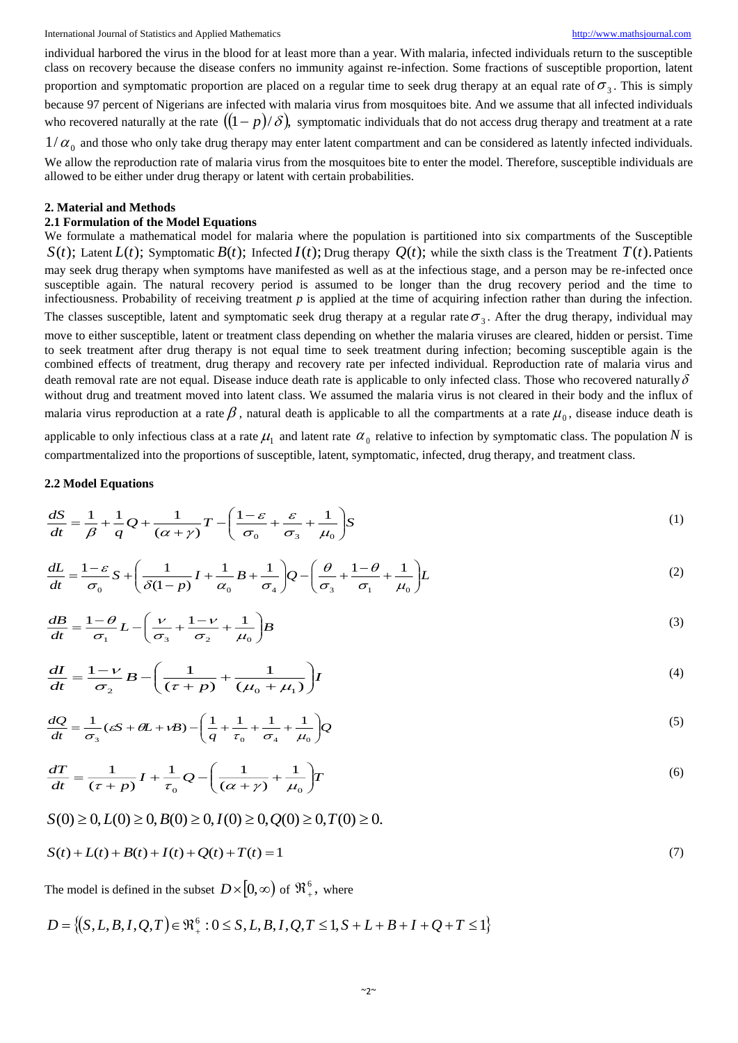individual harbored the virus in the blood for at least more than a year. With malaria, infected individuals return to the susceptible class on recovery because the disease confers no immunity against re-infection. Some fractions of susceptible proportion, latent proportion and symptomatic proportion are placed on a regular time to seek drug therapy at an equal rate of $\sigma_3$. This is simply because 97 percent of Nigerians are infected with malaria virus from mosquitoes bite. And we assume that all infected individuals who recovered naturally at the rate $((1-p)/\delta)$, symptomatic individuals that do not access drug therapy and treatment at a rate $1/\alpha_0$ and those who only take drug therapy may enter latent compartment and can be considered as latently infected individuals. We allow the reproduction rate of malaria virus from the mosquitoes bite to enter the model. Therefore, susceptible individuals are allowed to be either under drug therapy or latent with certain probabilities.

## 2. Material and Methods

### 2.1 Formulation of the Model Equations

We formulate a mathematical model for malaria where the population is partitioned into six compartments of the Susceptible $S(t)$; Latent $L(t)$; Symptomatic $B(t)$; Infected $I(t)$; Drug therapy $Q(t)$; while the sixth class is the Treatment $T(t)$. Patients may seek drug therapy when symptoms have manifested as well as at the infectious stage, and a person may be re-infected once susceptible again. The natural recovery period is assumed to be longer than the drug recovery period and the time to infectiousness. Probability of receiving treatment *p* is applied at the time of acquiring infection rather than during the infection. The classes susceptible, latent and symptomatic seek drug therapy at a regular rate $\sigma_3$. After the drug therapy, individual may move to either susceptible, latent or treatment class depending on whether the malaria viruses are cleared, hidden or persist. Time to seek treatment after drug therapy is not equal time to seek treatment during infection; becoming susceptible again is the combined effects of treatment, drug therapy and recovery rate per infected individual. Reproduction rate of malaria virus and death removal rate are not equal. Disease induce death rate is applicable to only infected class. Those who recovered naturally $\delta$ without drug and treatment moved into latent class. We assumed the malaria virus is not cleared in their body and the influx of malaria virus reproduction at a rate $\beta$, natural death is applicable to all the compartments at a rate $\mu_0$, disease induce death is applicable to only infectious class at a rate $\mu_1$ and latent rate $\alpha_0$ relative to infection by symptomatic class. The population $N$ is compartmentalized into the proportions of susceptible, latent, symptomatic, infected, drug therapy, and treatment class.

### 2.2 Model Equations

$$\frac{dS}{dt} = \frac{1}{\beta} + \frac{1}{q}Q + \frac{1}{(\alpha+\gamma)}T - \left(\frac{1-\varepsilon}{\sigma_0} + \frac{\varepsilon}{\sigma_3} + \frac{1}{\mu_0}\right)S \tag{1}$$

$$\frac{dL}{dt} = \frac{1-\varepsilon}{\sigma_0}S + \left(\frac{1}{\delta(1-p)}I + \frac{1}{\alpha_0}B + \frac{1}{\sigma_4}\right)Q - \left(\frac{\theta}{\sigma_3} + \frac{1-\theta}{\sigma_1} + \frac{1}{\mu_0}\right)L \tag{2}$$

$$\frac{dB}{dt} = \frac{1-\theta}{\sigma_1}L - \left(\frac{\nu}{\sigma_3} + \frac{1-\nu}{\sigma_2} + \frac{1}{\mu_0}\right)B \tag{3}$$

$$\frac{dI}{dt} = \frac{1-\nu}{\sigma_2}B - \left(\frac{1}{(\tau+p)} + \frac{1}{(\mu_0+\mu_1)}\right)I \tag{4}$$

$$\frac{dQ}{dt} = \frac{1}{\sigma_3}(\varepsilon S + \theta L + \nu B) - \left(\frac{1}{q} + \frac{1}{\tau_0} + \frac{1}{\sigma_4} + \frac{1}{\mu_0}\right)Q \tag{5}$$

$$\frac{dT}{dt} = \frac{1}{(\tau+p)}I + \frac{1}{\tau_0}Q - \left(\frac{1}{(\alpha+\gamma)} + \frac{1}{\mu_0}\right)T \tag{6}$$

$$S(0) \ge 0, L(0) \ge 0, B(0) \ge 0, I(0) \ge 0, Q(0) \ge 0, T(0) \ge 0.$$

$$S(t) + L(t) + B(t) + I(t) + Q(t) + T(t) = 1 \tag{7}$$

The model is defined in the subset $D \times [0, \infty)$ of $\Re_+^6$, where

$$D = \{(S, L, B, I, Q, T) \in \Re_+^6 : 0 \le S, L, B, I, Q, T \le 1, S + L + B + I + Q + T \le 1\}$$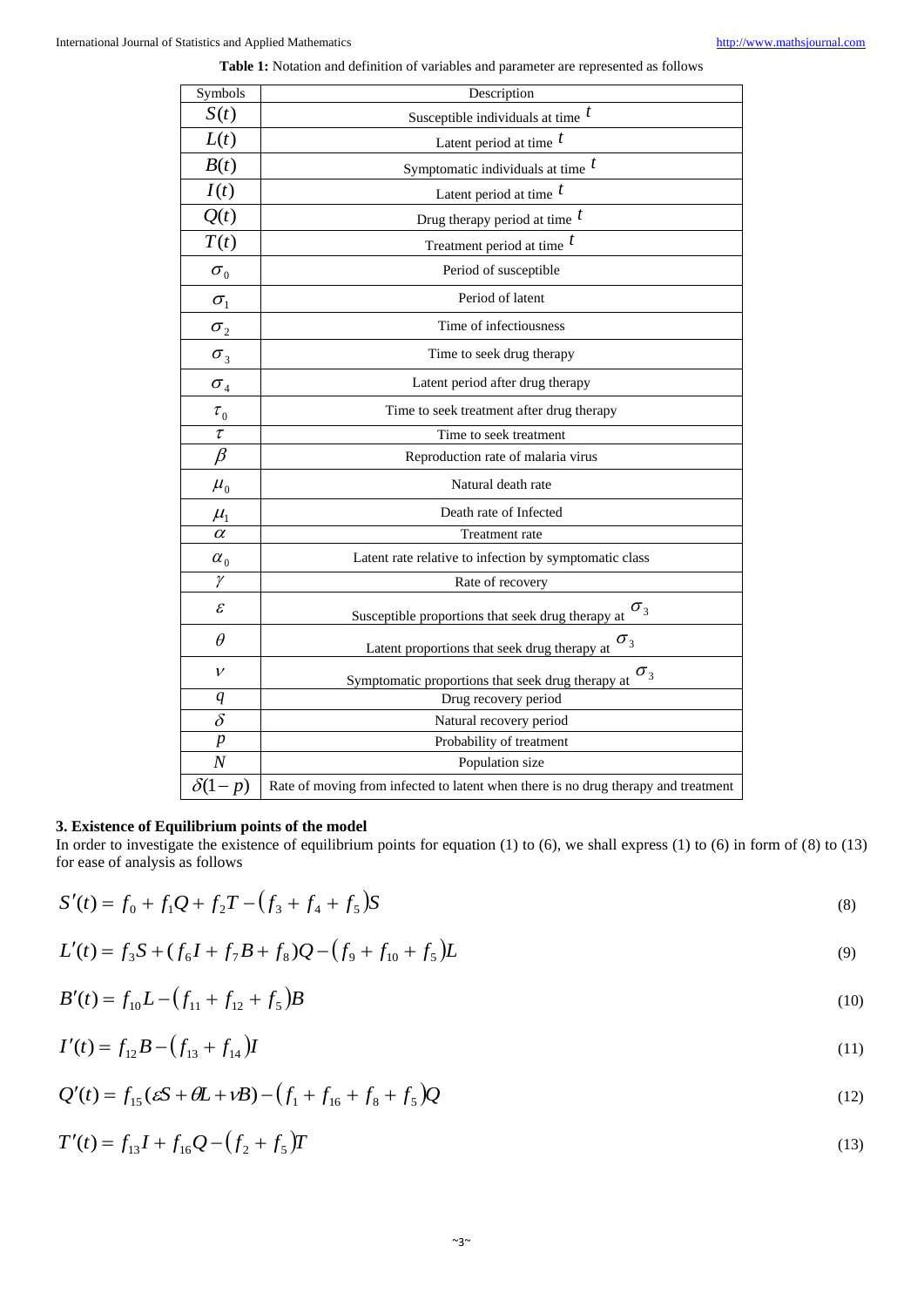**Table 1:** Notation and definition of variables and parameter are represented as follows

| Symbols | Description |
|---|---|
| $S(t)$ | Susceptible individuals at time $t$ |
| $L(t)$ | Latent period at time $t$ |
| $B(t)$ | Symptomatic individuals at time $t$ |
| $I(t)$ | Latent period at time $t$ |
| $Q(t)$ | Drug therapy period at time $t$ |
| $T(t)$ | Treatment period at time $t$ |
| $\sigma_0$ | Period of susceptible |
| $\sigma_1$ | Period of latent |
| $\sigma_2$ | Time of infectiousness |
| $\sigma_3$ | Time to seek drug therapy |
| $\sigma_4$ | Latent period after drug therapy |
| $\tau_0$ | Time to seek treatment after drug therapy |
| $\tau$ | Time to seek treatment |
| $\beta$ | Reproduction rate of malaria virus |
| $\mu_0$ | Natural death rate |
| $\mu_1$ | Death rate of Infected |
| $\alpha$ | Treatment rate |
| $\alpha_0$ | Latent rate relative to infection by symptomatic class |
| $\gamma$ | Rate of recovery |
| $\varepsilon$ | Susceptible proportions that seek drug therapy at $\sigma_3$ |
| $\theta$ | Latent proportions that seek drug therapy at $\sigma_3$ |
| $\nu$ | Symptomatic proportions that seek drug therapy at $\sigma_3$ |
| $q$ | Drug recovery period |
| $\delta$ | Natural recovery period |
| $p$ | Probability of treatment |
| $N$ | Population size |
| $\delta(1-p)$ | Rate of moving from infected to latent when there is no drug therapy and treatment |

### 3. Existence of Equilibrium points of the model

In order to investigate the existence of equilibrium points for equation (1) to (6), we shall express (1) to (6) in form of (8) to (13) for ease of analysis as follows

$$S'(t) = f_0 + f_1 Q + f_2 T - \left(f_3 + f_4 + f_5\right)S \tag{8}$$

$$L'(t) = f_3 S + (f_6 I + f_7 B + f_8)Q - \left(f_9 + f_{10} + f_5\right)L \tag{9}$$

$$B'(t) = f_{10} L - \left(f_{11} + f_{12} + f_5\right)B \tag{10}$$

$$I'(t) = f_{12} B - \left(f_{13} + f_{14}\right)I \tag{11}$$

$$Q'(t) = f_{15}(\varepsilon S + \theta L + \nu B) - \left(f_1 + f_{16} + f_8 + f_5\right)Q \tag{12}$$

$$T'(t) = f_{13} I + f_{16} Q - \left(f_2 + f_5\right)T \tag{13}$$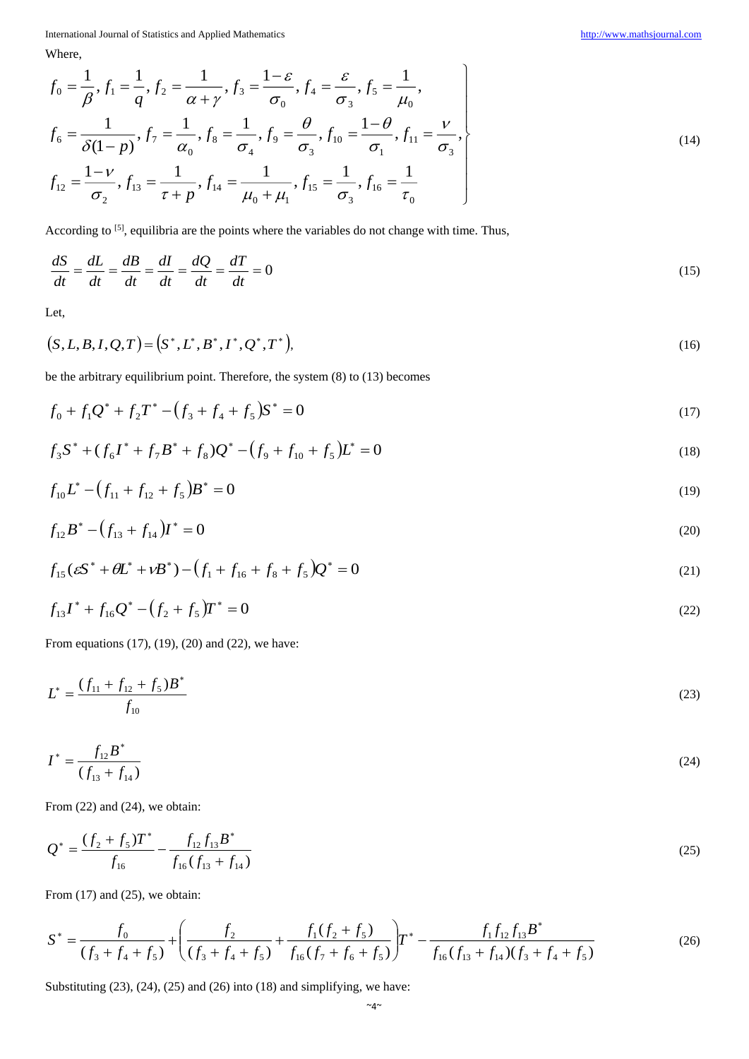Where,

$$
\left.
\begin{aligned}
&f_0 = \frac{1}{\beta},\ f_1 = \frac{1}{q},\ f_2 = \frac{1}{\alpha+\gamma},\ f_3 = \frac{1-\varepsilon}{\sigma_0},\ f_4 = \frac{\varepsilon}{\sigma_3},\ f_5 = \frac{1}{\mu_0}, \\
&f_6 = \frac{1}{\delta(1-p)},\ f_7 = \frac{1}{\alpha_0},\ f_8 = \frac{1}{\sigma_4},\ f_9 = \frac{\theta}{\sigma_3},\ f_{10} = \frac{1-\theta}{\sigma_1},\ f_{11} = \frac{\nu}{\sigma_3}, \\
&f_{12} = \frac{1-\nu}{\sigma_2},\ f_{13} = \frac{1}{\tau+p},\ f_{14} = \frac{1}{\mu_0+\mu_1},\ f_{15} = \frac{1}{\sigma_3},\ f_{16} = \frac{1}{\tau_0}
\end{aligned}
\right\} \tag{14}
$$

According to [5], equilibria are the points where the variables do not change with time. Thus,

$$
\frac{dS}{dt} = \frac{dL}{dt} = \frac{dB}{dt} = \frac{dI}{dt} = \frac{dQ}{dt} = \frac{dT}{dt} = 0 \tag{15}
$$

Let,

$$
(S, L, B, I, Q, T) = (S^*, L^*, B^*, I^*, Q^*, T^*), \tag{16}
$$

be the arbitrary equilibrium point. Therefore, the system (8) to (13) becomes

$$
f_0 + f_1 Q^* + f_2 T^* - (f_3 + f_4 + f_5) S^* = 0 \tag{17}
$$

$$
f_3 S^* + (f_6 I^* + f_7 B^* + f_8) Q^* - (f_9 + f_{10} + f_5) L^* = 0 \tag{18}
$$

$$
f_{10} L^* - (f_{11} + f_{12} + f_5) B^* = 0 \tag{19}
$$

$$
f_{12} B^* - (f_{13} + f_{14}) I^* = 0 \tag{20}
$$

$$
f_{15}(\varepsilon S^* + \theta L^* + \nu B^*) - (f_1 + f_{16} + f_8 + f_5) Q^* = 0 \tag{21}
$$

$$
f_{13} I^* + f_{16} Q^* - (f_2 + f_5) T^* = 0 \tag{22}
$$

From equations (17), (19), (20) and (22), we have:

$$
L^* = \frac{(f_{11} + f_{12} + f_5) B^*}{f_{10}} \tag{23}
$$

$$
I^* = \frac{f_{12} B^*}{(f_{13} + f_{14})} \tag{24}
$$

From (22) and (24), we obtain:

$$
Q^* = \frac{(f_2 + f_5) T^*}{f_{16}} - \frac{f_{12} f_{13} B^*}{f_{16}(f_{13} + f_{14})} \tag{25}
$$

From (17) and (25), we obtain:

$$
S^* = \frac{f_0}{(f_3 + f_4 + f_5)} + \left( \frac{f_2}{(f_3 + f_4 + f_5)} + \frac{f_1 (f_2 + f_5)}{f_{16}(f_7 + f_6 + f_5)} \right) T^* - \frac{f_1 f_{12} f_{13} B^*}{f_{16}(f_{13} + f_{14})(f_3 + f_4 + f_5)} \tag{26}
$$

Substituting (23), (24), (25) and (26) into (18) and simplifying, we have: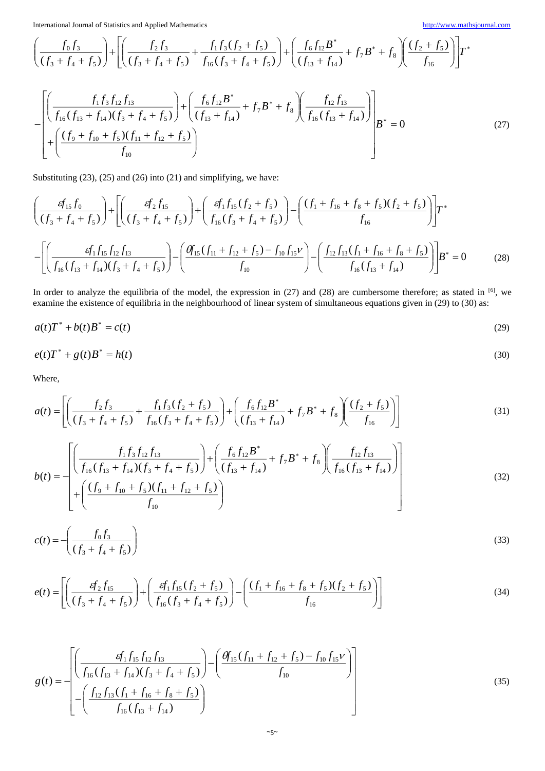$$\left(\frac{f_0 f_3}{(f_3+f_4+f_5)}\right)+\left[\left(\frac{f_2 f_3}{(f_3+f_4+f_5)}+\frac{f_1 f_3 (f_2+f_5)}{f_{16}(f_3+f_4+f_5)}\right)+\left(\frac{f_6 f_{12} B^*}{(f_{13}+f_{14})}+f_7 B^*+f_8\right)\left(\frac{(f_2+f_5)}{f_{16}}\right)\right]T^*$$

$$-\left[\begin{array}{l}\left(\dfrac{f_1 f_3 f_{12} f_{13}}{f_{16}(f_{13}+f_{14})(f_3+f_4+f_5)}\right)+\left(\dfrac{f_6 f_{12} B^*}{(f_{13}+f_{14})}+f_7 B^*+f_8\right)\left(\dfrac{f_{12} f_{13}}{f_{16}(f_{13}+f_{14})}\right)\\ +\left(\dfrac{(f_9+f_{10}+f_5)(f_{11}+f_{12}+f_5)}{f_{10}}\right)\end{array}\right]B^*=0 \tag{27}$$

Substituting (23), (25) and (26) into (21) and simplifying, we have:

$$\left(\frac{\varepsilon f_{15} f_0}{(f_3+f_4+f_5)}\right)+\left[\left(\frac{\varepsilon f_2 f_{15}}{(f_3+f_4+f_5)}\right)+\left(\frac{\varepsilon f_1 f_{15}(f_2+f_5)}{f_{16}(f_3+f_4+f_5)}\right)-\left(\frac{(f_1+f_{16}+f_8+f_5)(f_2+f_5)}{f_{16}}\right)\right]T^*$$

$$-\left[\left(\frac{\varepsilon f_1 f_{15} f_{12} f_{13}}{f_{16}(f_{13}+f_{14})(f_3+f_4+f_5)}\right)-\left(\frac{\theta f_{15}(f_{11}+f_{12}+f_5)-f_{10} f_{15} v}{f_{10}}\right)-\left(\frac{f_{12} f_{13}(f_1+f_{16}+f_8+f_5)}{f_{16}(f_{13}+f_{14})}\right)\right]B^*=0 \tag{28}$$

In order to analyze the equilibria of the model, the expression in (27) and (28) are cumbersome therefore; as stated in [6], we examine the existence of equilibria in the neighbourhood of linear system of simultaneous equations given in (29) to (30) as:

$$a(t)T^*+b(t)B^*=c(t) \tag{29}$$

$$e(t)T^*+g(t)B^*=h(t) \tag{30}$$

Where,

$$a(t)=\left[\left(\frac{f_2 f_3}{(f_3+f_4+f_5)}+\frac{f_1 f_3 (f_2+f_5)}{f_{16}(f_3+f_4+f_5)}\right)+\left(\frac{f_6 f_{12} B^*}{(f_{13}+f_{14})}+f_7 B^*+f_8\right)\left(\frac{(f_2+f_5)}{f_{16}}\right)\right] \tag{31}$$

$$b(t)=-\left[\begin{array}{l}\left(\dfrac{f_1 f_3 f_{12} f_{13}}{f_{16}(f_{13}+f_{14})(f_3+f_4+f_5)}\right)+\left(\dfrac{f_6 f_{12} B^*}{(f_{13}+f_{14})}+f_7 B^*+f_8\right)\left(\dfrac{f_{12} f_{13}}{f_{16}(f_{13}+f_{14})}\right)\\ +\left(\dfrac{(f_9+f_{10}+f_5)(f_{11}+f_{12}+f_5)}{f_{10}}\right)\end{array}\right] \tag{32}$$

$$c(t)=-\left(\frac{f_0 f_3}{(f_3+f_4+f_5)}\right) \tag{33}$$

$$e(t)=\left[\left(\frac{\varepsilon f_2 f_{15}}{(f_3+f_4+f_5)}\right)+\left(\frac{\varepsilon f_1 f_{15}(f_2+f_5)}{f_{16}(f_3+f_4+f_5)}\right)-\left(\frac{(f_1+f_{16}+f_8+f_5)(f_2+f_5)}{f_{16}}\right)\right] \tag{34}$$

$$g(t)=-\left[\begin{array}{l}\left(\dfrac{\varepsilon f_1 f_{15} f_{12} f_{13}}{f_{16}(f_{13}+f_{14})(f_3+f_4+f_5)}\right)-\left(\dfrac{\theta f_{15}(f_{11}+f_{12}+f_5)-f_{10} f_{15} v}{f_{10}}\right)\\ -\left(\dfrac{f_{12} f_{13}(f_1+f_{16}+f_8+f_5)}{f_{16}(f_{13}+f_{14})}\right)\end{array}\right] \tag{35}$$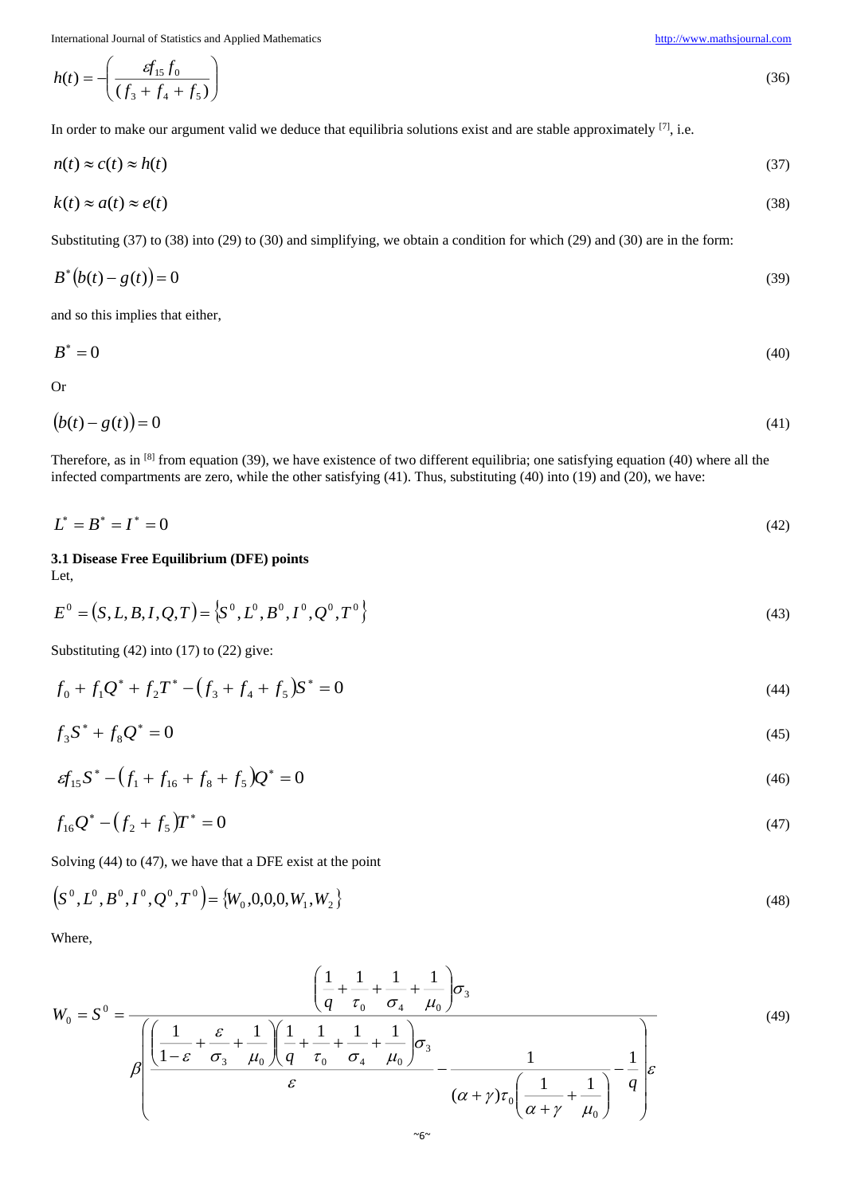$$h(t) = -\left(\frac{\varepsilon f_{15} f_0}{(f_3 + f_4 + f_5)}\right) \tag{36}$$

In order to make our argument valid we deduce that equilibria solutions exist and are stable approximately [7], i.e.

$$n(t) \approx c(t) \approx h(t) \tag{37}$$

$$k(t) \approx a(t) \approx e(t) \tag{38}$$

Substituting (37) to (38) into (29) to (30) and simplifying, we obtain a condition for which (29) and (30) are in the form:

$$B^*\left(b(t) - g(t)\right) = 0 \tag{39}$$

and so this implies that either,

$$B^* = 0 \tag{40}$$

Or

$$\left(b(t) - g(t)\right) = 0 \tag{41}$$

Therefore, as in [8] from equation (39), we have existence of two different equilibria; one satisfying equation (40) where all the infected compartments are zero, while the other satisfying (41). Thus, substituting (40) into (19) and (20), we have:

$$L^* = B^* = I^* = 0 \tag{42}$$

### 3.1 Disease Free Equilibrium (DFE) points

Let,

$$E^0 = (S, L, B, I, Q, T) = \left\{S^0, L^0, B^0, I^0, Q^0, T^0\right\} \tag{43}$$

Substituting (42) into (17) to (22) give:

$$f_0 + f_1 Q^* + f_2 T^* - (f_3 + f_4 + f_5) S^* = 0 \tag{44}$$

$$f_3 S^* + f_8 Q^* = 0 \tag{45}$$

$$\varepsilon f_{15} S^* - (f_1 + f_{16} + f_8 + f_5) Q^* = 0 \tag{46}$$

$$f_{16} Q^* - (f_2 + f_5) T^* = 0 \tag{47}$$

Solving (44) to (47), we have that a DFE exist at the point

$$\left(S^0, L^0, B^0, I^0, Q^0, T^0\right) = \left\{W_0, 0, 0, 0, W_1, W_2\right\} \tag{48}$$

Where,

$$W_0 = S^0 = \frac{\left(\frac{1}{q} + \frac{1}{\tau_0} + \frac{1}{\sigma_4} + \frac{1}{\mu_0}\right)\sigma_3}{\beta\left(\frac{\left(\frac{1}{1-\varepsilon} + \frac{\varepsilon}{\sigma_3} + \frac{1}{\mu_0}\right)\left(\frac{1}{q} + \frac{1}{\tau_0} + \frac{1}{\sigma_4} + \frac{1}{\mu_0}\right)\sigma_3}{\varepsilon} - \frac{1}{(\alpha+\gamma)\tau_0\left(\frac{1}{\alpha+\gamma} + \frac{1}{\mu_0}\right)} - \frac{1}{q}\right)\varepsilon} \tag{49}$$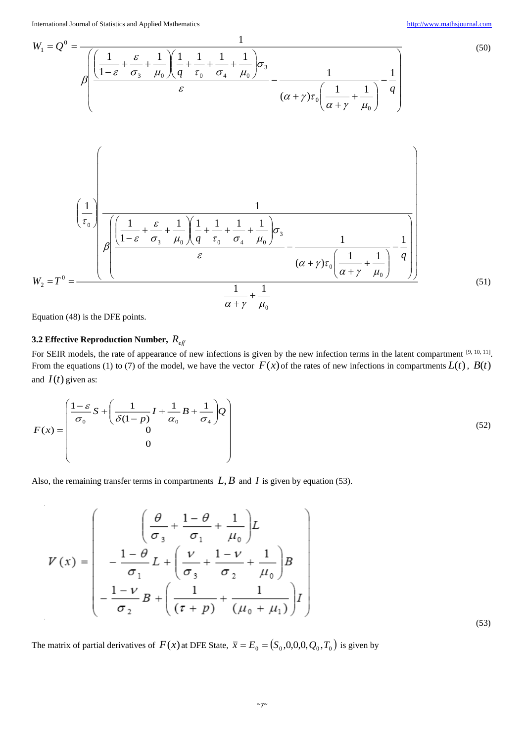$$W_1 = Q^0 = \frac{1}{\beta\left(\frac{\left(\frac{1}{1-\varepsilon}+\frac{\varepsilon}{\sigma_3}+\frac{1}{\mu_0}\right)\left(\frac{1}{q}+\frac{1}{\tau_0}+\frac{1}{\sigma_4}+\frac{1}{\mu_0}\right)\sigma_3}{\varepsilon} - \frac{1}{(\alpha+\gamma)\tau_0\left(\frac{1}{\alpha+\gamma}+\frac{1}{\mu_0}\right)} - \frac{1}{q}\right)} \tag{50}$$

$$W_2 = T^0 = \frac{\left(\frac{1}{\tau_0}\right)\left(\frac{1}{\beta\left(\frac{\left(\frac{1}{1-\varepsilon}+\frac{\varepsilon}{\sigma_3}+\frac{1}{\mu_0}\right)\left(\frac{1}{q}+\frac{1}{\tau_0}+\frac{1}{\sigma_4}+\frac{1}{\mu_0}\right)\sigma_3}{\varepsilon} - \frac{1}{(\alpha+\gamma)\tau_0\left(\frac{1}{\alpha+\gamma}+\frac{1}{\mu_0}\right)} - \frac{1}{q}\right)}\right)}{\frac{1}{\alpha+\gamma}+\frac{1}{\mu_0}} \tag{51}$$

Equation (48) is the DFE points.

### 3.2 Effective Reproduction Number, $R_{eff}$

For SEIR models, the rate of appearance of new infections is given by the new infection terms in the latent compartment [9, 10, 11]. From the equations (1) to (7) of the model, we have the vector $F(x)$ of the rates of new infections in compartments $L(t)$, $B(t)$ and $I(t)$ given as:

$$F(x) = \begin{pmatrix} \frac{1-\varepsilon}{\sigma_0}S + \left(\frac{1}{\delta(1-p)}I + \frac{1}{\alpha_0}B + \frac{1}{\sigma_4}\right)Q \\ 0 \\ 0 \end{pmatrix} \tag{52}$$

Also, the remaining transfer terms in compartments $L, B$ and $I$ is given by equation (53).

$$V(x) = \begin{pmatrix} \left(\frac{\theta}{\sigma_3}+\frac{1-\theta}{\sigma_1}+\frac{1}{\mu_0}\right)L \\ -\frac{1-\theta}{\sigma_1}L + \left(\frac{\nu}{\sigma_3}+\frac{1-\nu}{\sigma_2}+\frac{1}{\mu_0}\right)B \\ -\frac{1-\nu}{\sigma_2}B + \left(\frac{1}{(\tau+p)}+\frac{1}{(\mu_0+\mu_1)}\right)I \end{pmatrix} \tag{53}$$

The matrix of partial derivatives of $F(x)$ at DFE State, $\bar{x} = E_0 = \left(S_0, 0, 0, 0, Q_0, T_0\right)$ is given by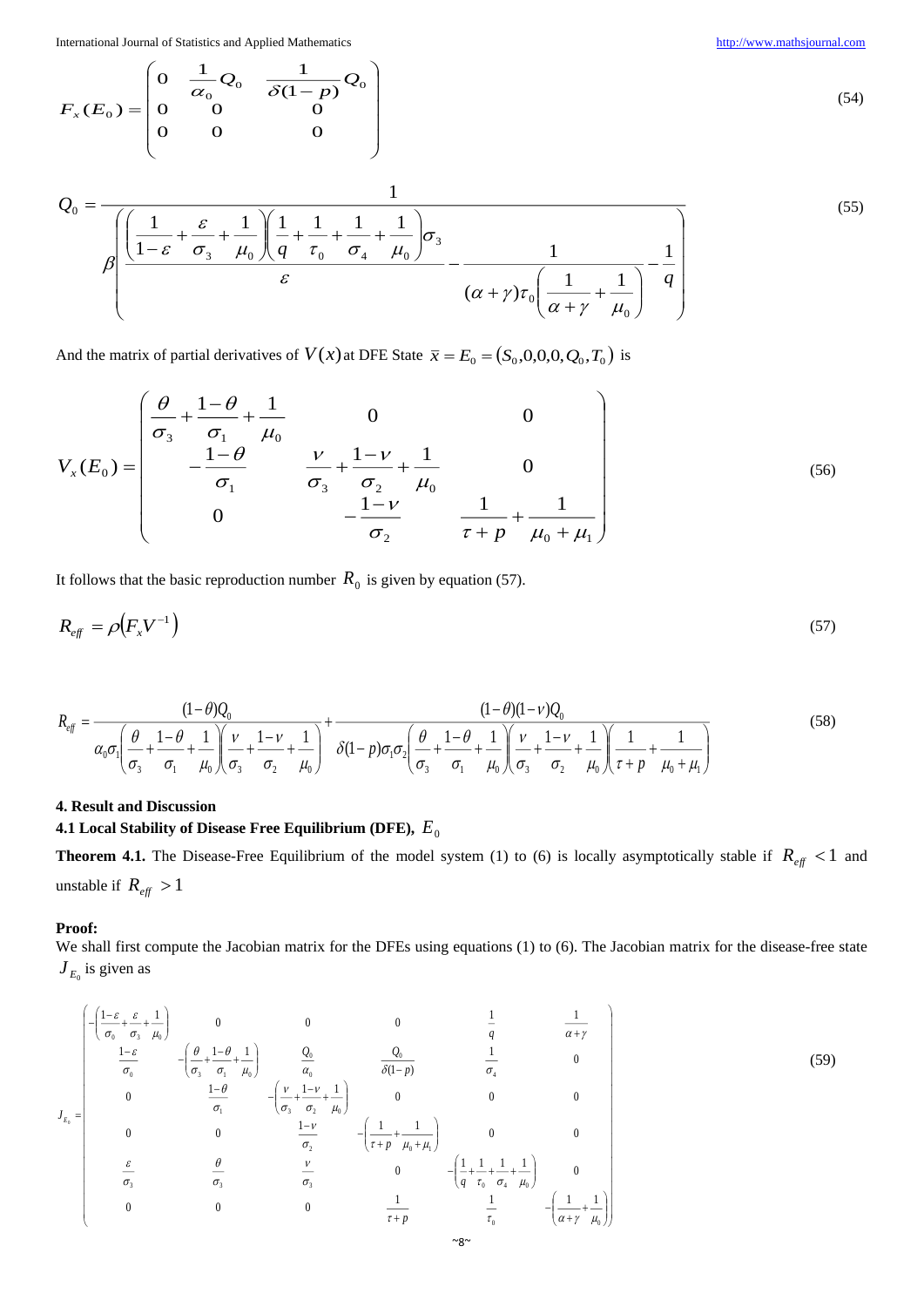$$F_x(E_0) = \begin{pmatrix} 0 & \frac{1}{\alpha_0}Q_0 & \frac{1}{\delta(1-p)}Q_0 \\ 0 & 0 & 0 \\ 0 & 0 & 0 \end{pmatrix} \tag{54}$$

$$Q_0 = \frac{1}{\beta\left(\frac{\left(\frac{1}{1-\varepsilon}+\frac{\varepsilon}{\sigma_3}+\frac{1}{\mu_0}\right)\left(\frac{1}{q}+\frac{1}{\tau_0}+\frac{1}{\sigma_4}+\frac{1}{\mu_0}\right)\sigma_3}{\varepsilon} - \frac{1}{(\alpha+\gamma)\tau_0\left(\frac{1}{\alpha+\gamma}+\frac{1}{\mu_0}\right)} - \frac{1}{q}\right)} \tag{55}$$

And the matrix of partial derivatives of $V(x)$ at DFE State $\bar{x} = E_0 = (S_0, 0, 0, 0, Q_0, T_0)$ is

$$V_x(E_0) = \begin{pmatrix} \frac{\theta}{\sigma_3}+\frac{1-\theta}{\sigma_1}+\frac{1}{\mu_0} & 0 & 0 \\ -\frac{1-\theta}{\sigma_1} & \frac{\nu}{\sigma_3}+\frac{1-\nu}{\sigma_2}+\frac{1}{\mu_0} & 0 \\ 0 & -\frac{1-\nu}{\sigma_2} & \frac{1}{\tau+p}+\frac{1}{\mu_0+\mu_1} \end{pmatrix} \tag{56}$$

It follows that the basic reproduction number $R_0$ is given by equation (57).

$$R_{eff} = \rho\left(F_x V^{-1}\right) \tag{57}$$

$$R_{eff} = \frac{(1-\theta)Q_0}{\alpha_0\sigma_1\left(\frac{\theta}{\sigma_3}+\frac{1-\theta}{\sigma_1}+\frac{1}{\mu_0}\right)\left(\frac{\nu}{\sigma_3}+\frac{1-\nu}{\sigma_2}+\frac{1}{\mu_0}\right)} + \frac{(1-\theta)(1-\nu)Q_0}{\delta(1-p)\sigma_1\sigma_2\left(\frac{\theta}{\sigma_3}+\frac{1-\theta}{\sigma_1}+\frac{1}{\mu_0}\right)\left(\frac{\nu}{\sigma_3}+\frac{1-\nu}{\sigma_2}+\frac{1}{\mu_0}\right)\left(\frac{1}{\tau+p}+\frac{1}{\mu_0+\mu_1}\right)} \tag{58}$$

### 4. Result and Discussion

#### 4.1 Local Stability of Disease Free Equilibrium (DFE), $E_0$

**Theorem 4.1.** The Disease-Free Equilibrium of the model system (1) to (6) is locally asymptotically stable if $R_{eff} < 1$ and unstable if $R_{eff} > 1$

**Proof:**
We shall first compute the Jacobian matrix for the DFEs using equations (1) to (6). The Jacobian matrix for the disease-free state $J_{E_0}$ is given as

$$J_{E_0} = \begin{pmatrix} -\left(\frac{1-\varepsilon}{\sigma_0}+\frac{\varepsilon}{\sigma_3}+\frac{1}{\mu_0}\right) & 0 & 0 & 0 & \frac{1}{q} & \frac{1}{\alpha+\gamma} \\ \frac{1-\varepsilon}{\sigma_0} & -\left(\frac{\theta}{\sigma_3}+\frac{1-\theta}{\sigma_1}+\frac{1}{\mu_0}\right) & \frac{Q_0}{\alpha_0} & \frac{Q_0}{\delta(1-p)} & \frac{1}{\sigma_4} & 0 \\ 0 & \frac{1-\theta}{\sigma_1} & -\left(\frac{\nu}{\sigma_3}+\frac{1-\nu}{\sigma_2}+\frac{1}{\mu_0}\right) & 0 & 0 & 0 \\ 0 & 0 & \frac{1-\nu}{\sigma_2} & -\left(\frac{1}{\tau+p}+\frac{1}{\mu_0+\mu_1}\right) & 0 & 0 \\ \frac{\varepsilon}{\sigma_3} & \frac{\theta}{\sigma_3} & \frac{\nu}{\sigma_3} & 0 & -\left(\frac{1}{q}+\frac{1}{\tau_0}+\frac{1}{\sigma_4}+\frac{1}{\mu_0}\right) & 0 \\ 0 & 0 & 0 & \frac{1}{\tau+p} & \frac{1}{\tau_0} & -\left(\frac{1}{\alpha+\gamma}+\frac{1}{\mu_0}\right) \end{pmatrix} \tag{59}$$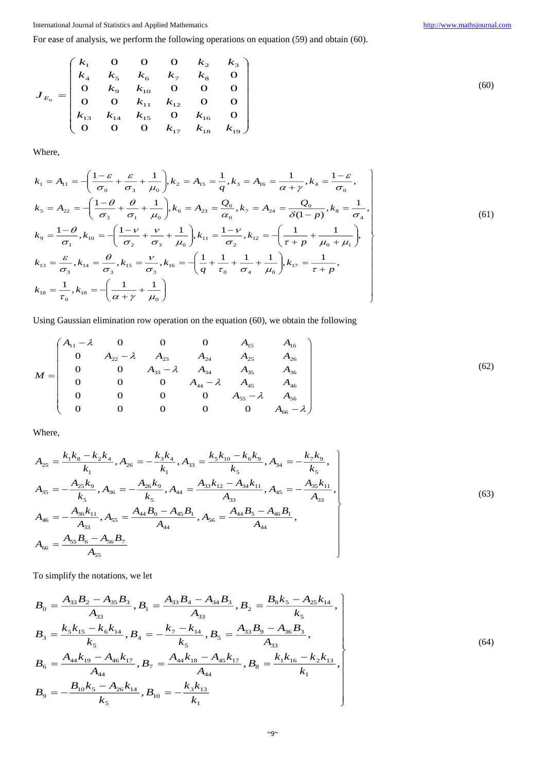For ease of analysis, we perform the following operations on equation (59) and obtain (60).

$$J_{E_0} = \begin{pmatrix} k_1 & 0 & 0 & 0 & k_2 & k_3 \\ k_4 & k_5 & k_6 & k_7 & k_8 & 0 \\ 0 & k_9 & k_{10} & 0 & 0 & 0 \\ 0 & 0 & k_{11} & k_{12} & 0 & 0 \\ k_{13} & k_{14} & k_{15} & 0 & k_{16} & 0 \\ 0 & 0 & 0 & k_{17} & k_{18} & k_{19} \end{pmatrix} \tag{60}$$

Where,

$$\left.\begin{array}{l} k_1 = A_{11} = -\left(\dfrac{1-\varepsilon}{\sigma_0} + \dfrac{\varepsilon}{\sigma_3} + \dfrac{1}{\mu_0}\right), k_2 = A_{15} = \dfrac{1}{q}, k_3 = A_{16} = \dfrac{1}{\alpha+\gamma}, k_4 = \dfrac{1-\varepsilon}{\sigma_0}, \\ k_5 = A_{22} = -\left(\dfrac{1-\theta}{\sigma_3} + \dfrac{\theta}{\sigma_1} + \dfrac{1}{\mu_0}\right), k_6 = A_{23} = \dfrac{Q_0}{\alpha_0}, k_7 = A_{24} = \dfrac{Q_0}{\delta(1-p)}, k_8 = \dfrac{1}{\sigma_4}, \\ k_9 = \dfrac{1-\theta}{\sigma_1}, k_{10} = -\left(\dfrac{1-\nu}{\sigma_2} + \dfrac{\nu}{\sigma_3} + \dfrac{1}{\mu_0}\right), k_{11} = \dfrac{1-\nu}{\sigma_2}, k_{12} = -\left(\dfrac{1}{\tau+p} + \dfrac{1}{\mu_0+\mu_1}\right), \\ k_{13} = \dfrac{\varepsilon}{\sigma_3}, k_{14} = \dfrac{\theta}{\sigma_3}, k_{15} = \dfrac{\nu}{\sigma_3}, k_{16} = -\left(\dfrac{1}{q} + \dfrac{1}{\tau_0} + \dfrac{1}{\sigma_4} + \dfrac{1}{\mu_0}\right), k_{17} = \dfrac{1}{\tau+p}, \\ k_{18} = \dfrac{1}{\tau_0}, k_{18} = -\left(\dfrac{1}{\alpha+\gamma} + \dfrac{1}{\mu_0}\right) \end{array}\right\} \tag{61}$$

Using Gaussian elimination row operation on the equation (60), we obtain the following

$$M = \begin{pmatrix} A_{11}-\lambda & 0 & 0 & 0 & A_{15} & A_{16} \\ 0 & A_{22}-\lambda & A_{23} & A_{24} & A_{25} & A_{26} \\ 0 & 0 & A_{33}-\lambda & A_{34} & A_{35} & A_{36} \\ 0 & 0 & 0 & A_{44}-\lambda & A_{45} & A_{46} \\ 0 & 0 & 0 & 0 & A_{55}-\lambda & A_{56} \\ 0 & 0 & 0 & 0 & 0 & A_{66}-\lambda \end{pmatrix} \tag{62}$$

Where,

$$\left.\begin{array}{l} A_{25} = \dfrac{k_1 k_8 - k_2 k_4}{k_1}, A_{26} = -\dfrac{k_3 k_4}{k_1}, A_{33} = \dfrac{k_5 k_{10} - k_6 k_9}{k_5}, A_{34} = -\dfrac{k_7 k_9}{k_5}, \\ A_{35} = -\dfrac{A_{25} k_9}{k_5}, A_{36} = -\dfrac{A_{26} k_9}{k_5}, A_{44} = \dfrac{A_{33} k_{12} - A_{34} k_{11}}{A_{33}}, A_{45} = -\dfrac{A_{35} k_{11}}{A_{33}}, \\ A_{46} = -\dfrac{A_{36} k_{11}}{A_{33}}, A_{55} = \dfrac{A_{44} B_0 - A_{45} B_1}{A_{44}}, A_{56} = \dfrac{A_{44} B_5 - A_{46} B_1}{A_{44}}, \\ A_{66} = \dfrac{A_{55} B_6 - A_{56} B_7}{A_{55}} \end{array}\right\} \tag{63}$$

To simplify the notations, we let

$$\left.\begin{array}{l} B_0 = \dfrac{A_{33} B_2 - A_{35} B_3}{A_{33}}, B_1 = \dfrac{A_{33} B_4 - A_{34} B_3}{A_{33}}, B_2 = \dfrac{B_8 k_5 - A_{25} k_{14}}{k_5}, \\ B_3 = \dfrac{k_5 k_{15} - k_6 k_{14}}{k_5}, B_4 = -\dfrac{k_7 - k_{14}}{k_5}, B_5 = \dfrac{A_{33} B_9 - A_{36} B_3}{A_{33}}, \\ B_6 = \dfrac{A_{44} k_{19} - A_{46} k_{17}}{A_{44}}, B_7 = \dfrac{A_{44} k_{18} - A_{45} k_{17}}{A_{44}}, B_8 = \dfrac{k_1 k_{16} - k_2 k_{13}}{k_1}, \\ B_9 = -\dfrac{B_{10} k_5 - A_{26} k_{14}}{k_5}, B_{10} = -\dfrac{k_3 k_{13}}{k_1} \end{array}\right\} \tag{64}$$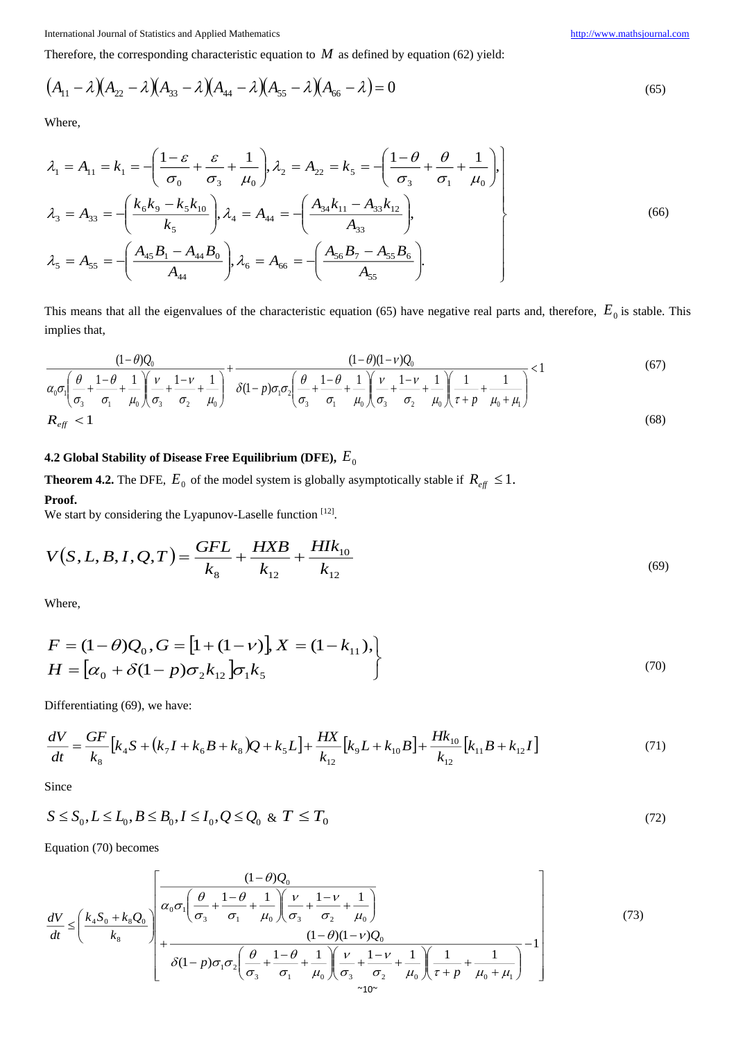Therefore, the corresponding characteristic equation to $M$ as defined by equation (62) yield:

$$(A_{11}-\lambda)(A_{22}-\lambda)(A_{33}-\lambda)(A_{44}-\lambda)(A_{55}-\lambda)(A_{66}-\lambda)=0 \tag{65}$$

Where,

$$\left.\begin{aligned}
&\lambda_1 = A_{11} = k_1 = -\left(\frac{1-\varepsilon}{\sigma_0}+\frac{\varepsilon}{\sigma_3}+\frac{1}{\mu_0}\right), \lambda_2 = A_{22} = k_5 = -\left(\frac{1-\theta}{\sigma_3}+\frac{\theta}{\sigma_1}+\frac{1}{\mu_0}\right),\\
&\lambda_3 = A_{33} = -\left(\frac{k_6 k_9 - k_5 k_{10}}{k_5}\right), \lambda_4 = A_{44} = -\left(\frac{A_{34}k_{11} - A_{33}k_{12}}{A_{33}}\right),\\
&\lambda_5 = A_{55} = -\left(\frac{A_{45}B_1 - A_{44}B_0}{A_{44}}\right), \lambda_6 = A_{66} = -\left(\frac{A_{56}B_7 - A_{55}B_6}{A_{55}}\right).
\end{aligned}\right\} \tag{66}$$

This means that all the eigenvalues of the characteristic equation (65) have negative real parts and, therefore, $E_0$ is stable. This implies that,

$$\frac{(1-\theta)Q_0}{\alpha_0\sigma_1\left(\frac{\theta}{\sigma_3}+\frac{1-\theta}{\sigma_1}+\frac{1}{\mu_0}\right)\left(\frac{\nu}{\sigma_3}+\frac{1-\nu}{\sigma_2}+\frac{1}{\mu_0}\right)}+\frac{(1-\theta)(1-\nu)Q_0}{\delta(1-p)\sigma_1\sigma_2\left(\frac{\theta}{\sigma_3}+\frac{1-\theta}{\sigma_1}+\frac{1}{\mu_0}\right)\left(\frac{\nu}{\sigma_3}+\frac{1-\nu}{\sigma_2}+\frac{1}{\mu_0}\right)\left(\frac{1}{\tau+p}+\frac{1}{\mu_0+\mu_1}\right)}<1 \tag{67}$$

$$R_{eff} < 1 \tag{68}$$

### 4.2 Global Stability of Disease Free Equilibrium (DFE), $E_0$

**Theorem 4.2.** The DFE, $E_0$ of the model system is globally asymptotically stable if $R_{eff} \le 1$.

**Proof.**

We start by considering the Lyapunov-Laselle function [12].

$$V(S,L,B,I,Q,T) = \frac{GFL}{k_8} + \frac{HXB}{k_{12}} + \frac{HIk_{10}}{k_{12}} \tag{69}$$

Where,

$$\left.\begin{aligned}
&F = (1-\theta)Q_0, G = [1+(1-\nu)], X = (1-k_{11}),\\
&H = [\alpha_0 + \delta(1-p)\sigma_2 k_{12}]\sigma_1 k_5
\end{aligned}\right\} \tag{70}$$

Differentiating (69), we have:

$$\frac{dV}{dt} = \frac{GF}{k_8}\left[k_4 S + (k_7 I + k_6 B + k_8)Q + k_5 L\right] + \frac{HX}{k_{12}}\left[k_9 L + k_{10} B\right] + \frac{Hk_{10}}{k_{12}}\left[k_{11}B + k_{12} I\right] \tag{71}$$

Since

$$S \le S_0, L \le L_0, B \le B_0, I \le I_0, Q \le Q_0 \;\&\; T \le T_0 \tag{72}$$

Equation (70) becomes

$$\frac{dV}{dt} \le \left(\frac{k_4 S_0 + k_8 Q_0}{k_8}\right)\left[\begin{aligned}&\frac{(1-\theta)Q_0}{\alpha_0\sigma_1\left(\frac{\theta}{\sigma_3}+\frac{1-\theta}{\sigma_1}+\frac{1}{\mu_0}\right)\left(\frac{\nu}{\sigma_3}+\frac{1-\nu}{\sigma_2}+\frac{1}{\mu_0}\right)}\\ &+\frac{(1-\theta)(1-\nu)Q_0}{\delta(1-p)\sigma_1\sigma_2\left(\frac{\theta}{\sigma_3}+\frac{1-\theta}{\sigma_1}+\frac{1}{\mu_0}\right)\left(\frac{\nu}{\sigma_3}+\frac{1-\nu}{\sigma_2}+\frac{1}{\mu_0}\right)\left(\frac{1}{\tau+p}+\frac{1}{\mu_0+\mu_1}\right)}-1\end{aligned}\right] \tag{73}$$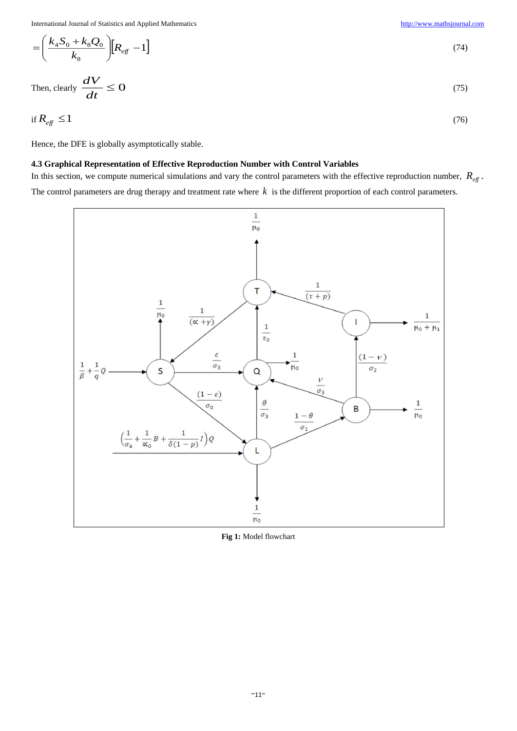$$= \left( \frac{k_4 S_0 + k_8 Q_0}{k_8} \right) \left[ R_{eff} - 1 \right] \tag{74}$$

Then, clearly $\frac{dV}{dt} \leq 0$ (75)

if $R_{eff} \leq 1$ (76)

Hence, the DFE is globally asymptotically stable.

### 4.3 Graphical Representation of Effective Reproduction Number with Control Variables

In this section, we compute numerical simulations and vary the control parameters with the effective reproduction number, $R_{eff}$. The control parameters are drug therapy and treatment rate where $k$ is the different proportion of each control parameters.

**Fig 1:** Model flowchart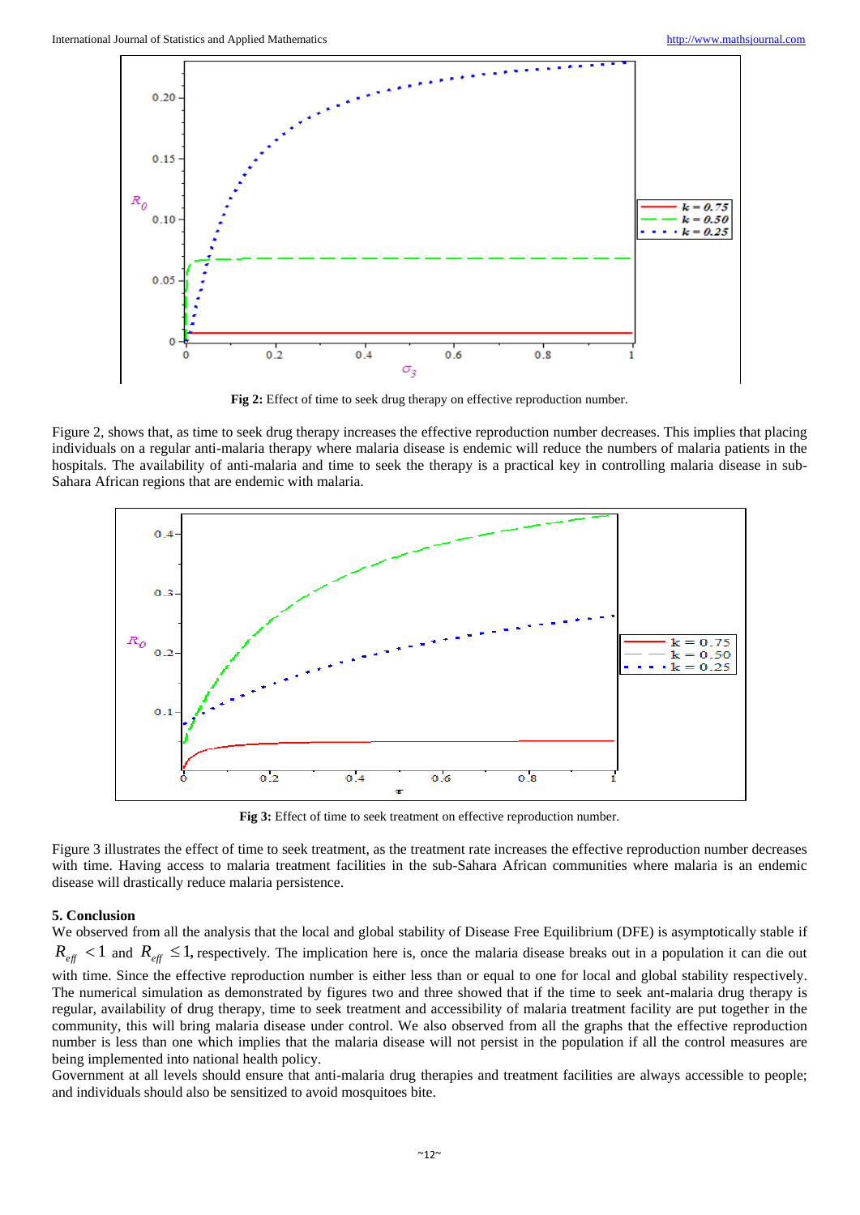**Fig 2:** Effect of time to seek drug therapy on effective reproduction number.

Figure 2, shows that, as time to seek drug therapy increases the effective reproduction number decreases. This implies that placing individuals on a regular anti-malaria therapy where malaria disease is endemic will reduce the numbers of malaria patients in the hospitals. The availability of anti-malaria and time to seek the therapy is a practical key in controlling malaria disease in sub-Sahara African regions that are endemic with malaria.

**Fig 3:** Effect of time to seek treatment on effective reproduction number.

Figure 3 illustrates the effect of time to seek treatment, as the treatment rate increases the effective reproduction number decreases with time. Having access to malaria treatment facilities in the sub-Sahara African communities where malaria is an endemic disease will drastically reduce malaria persistence.

## 5. Conclusion

We observed from all the analysis that the local and global stability of Disease Free Equilibrium (DFE) is asymptotically stable if $R_{eff} < 1$ and $R_{eff} \leq 1$, respectively. The implication here is, once the malaria disease breaks out in a population it can die out with time. Since the effective reproduction number is either less than or equal to one for local and global stability respectively. The numerical simulation as demonstrated by figures two and three showed that if the time to seek ant-malaria drug therapy is regular, availability of drug therapy, time to seek treatment and accessibility of malaria treatment facility are put together in the community, this will bring malaria disease under control. We also observed from all the graphs that the effective reproduction number is less than one which implies that the malaria disease will not persist in the population if all the control measures are being implemented into national health policy.

Government at all levels should ensure that anti-malaria drug therapies and treatment facilities are always accessible to people; and individuals should also be sensitized to avoid mosquitoes bite.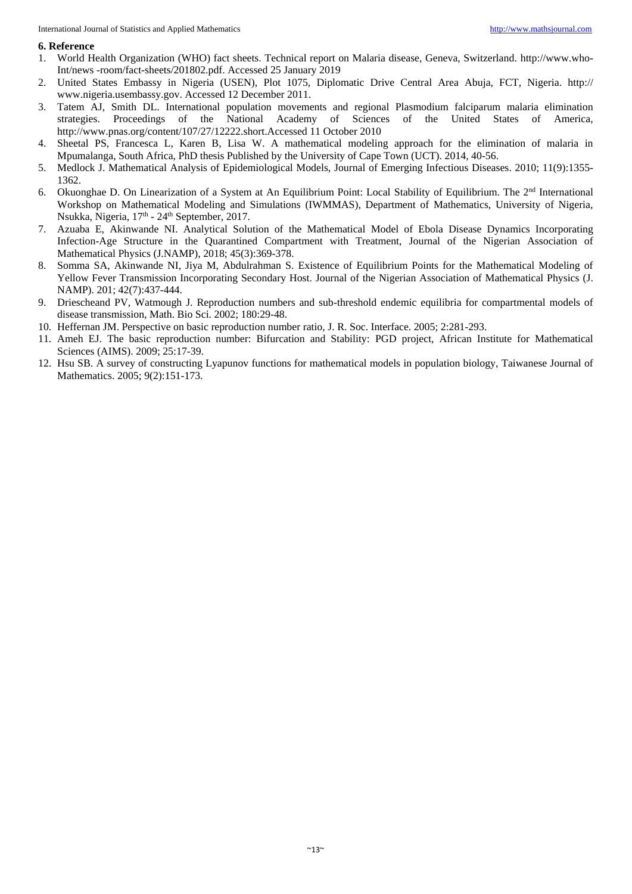## 6. Reference

1. World Health Organization (WHO) fact sheets. Technical report on Malaria disease, Geneva, Switzerland. http://www.who-Int/news -room/fact-sheets/201802.pdf. Accessed 25 January 2019
2. United States Embassy in Nigeria (USEN), Plot 1075, Diplomatic Drive Central Area Abuja, FCT, Nigeria. http:// www.nigeria.usembassy.gov. Accessed 12 December 2011.
3. Tatem AJ, Smith DL. International population movements and regional Plasmodium falciparum malaria elimination strategies. Proceedings of the National Academy of Sciences of the United States of America, http://www.pnas.org/content/107/27/12222.short.Accessed 11 October 2010
4. Sheetal PS, Francesca L, Karen B, Lisa W. A mathematical modeling approach for the elimination of malaria in Mpumalanga, South Africa, PhD thesis Published by the University of Cape Town (UCT). 2014, 40-56.
5. Medlock J. Mathematical Analysis of Epidemiological Models, Journal of Emerging Infectious Diseases. 2010; 11(9):1355-1362.
6. Okuonghae D. On Linearization of a System at An Equilibrium Point: Local Stability of Equilibrium. The 2nd International Workshop on Mathematical Modeling and Simulations (IWMMAS), Department of Mathematics, University of Nigeria, Nsukka, Nigeria, 17th - 24th September, 2017.
7. Azuaba E, Akinwande NI. Analytical Solution of the Mathematical Model of Ebola Disease Dynamics Incorporating Infection-Age Structure in the Quarantined Compartment with Treatment, Journal of the Nigerian Association of Mathematical Physics (J.NAMP), 2018; 45(3):369-378.
8. Somma SA, Akinwande NI, Jiya M, Abdulrahman S. Existence of Equilibrium Points for the Mathematical Modeling of Yellow Fever Transmission Incorporating Secondary Host. Journal of the Nigerian Association of Mathematical Physics (J. NAMP). 201; 42(7):437-444.
9. Driescheand PV, Watmough J. Reproduction numbers and sub-threshold endemic equilibria for compartmental models of disease transmission, Math. Bio Sci. 2002; 180:29-48.
10. Heffernan JM. Perspective on basic reproduction number ratio, J. R. Soc. Interface. 2005; 2:281-293.
11. Ameh EJ. The basic reproduction number: Bifurcation and Stability: PGD project, African Institute for Mathematical Sciences (AIMS). 2009; 25:17-39.
12. Hsu SB. A survey of constructing Lyapunov functions for mathematical models in population biology, Taiwanese Journal of Mathematics. 2005; 9(2):151-173.